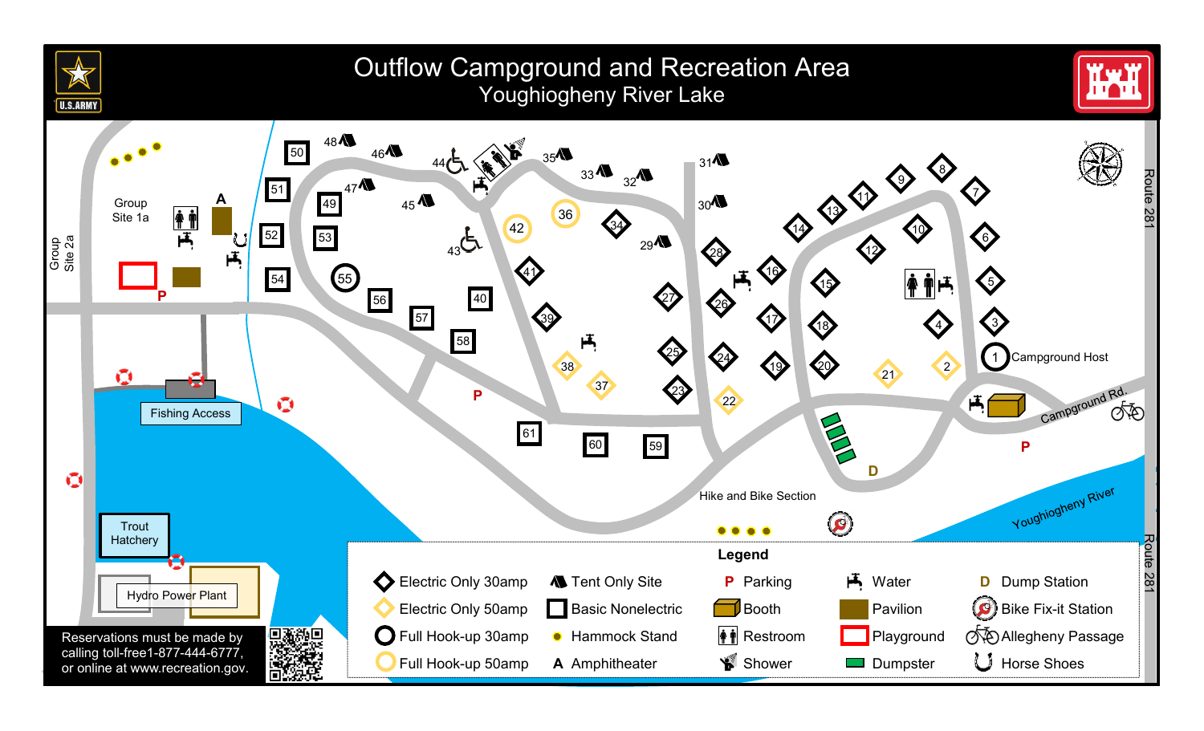# Outflow Campground and Recreation Area

## Youghiogheny River Lake

Group Site 1a

Group Site 2a

A

Fishing Access

Trout Hatchery

Hydro Power Plant

Campground Host

Campground Rd.

Hike and Bike Section

Youghiogheny River

Route 281

P

D

1 2 3 4 5 6 7 8 9 10 11 12 13 14 15 16 17 18 19 20 21 22 23 24 25 26 27 28 29 30 31 32 33 34 35 36 37 38 39 40 41 42 43 44 45 46 47 48 49 50 51 52 53 54 55 56 57 58 59 60 61

### Legend

| | | | | |
|---|---|---|---|---|
| Electric Only 30amp | Tent Only Site | P Parking | Water | D Dump Station |
| Electric Only 50amp | Basic Nonelectric | Booth | Pavilion | Bike Fix-it Station |
| Full Hook-up 30amp | Hammock Stand | Restroom | Playground | Allegheny Passage |
| Full Hook-up 50amp | A Amphitheater | Shower | Dumpster | Horse Shoes |

Reservations must be made by calling toll-free1-877-444-6777, or online at www.recreation.gov.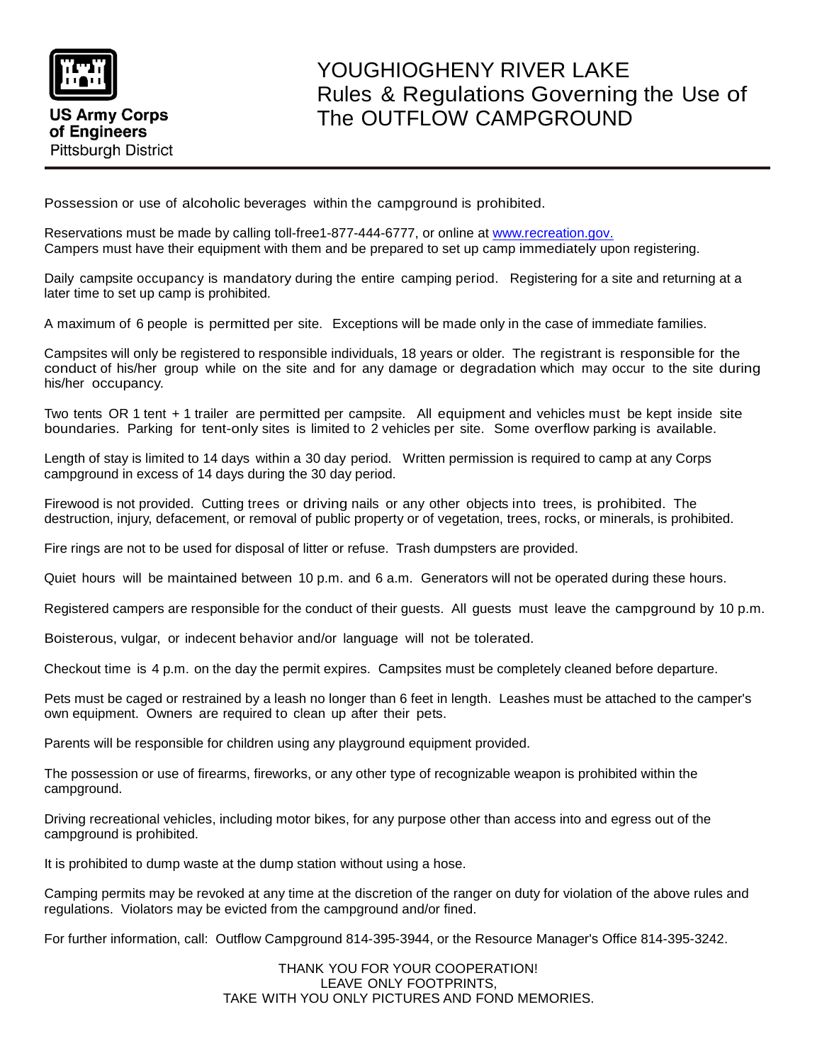US Army Corps of Engineers
Pittsburgh District

# YOUGHIOGHENY RIVER LAKE
# Rules & Regulations Governing the Use of The OUTFLOW CAMPGROUND

Possession or use of alcoholic beverages within the campground is prohibited.

Reservations must be made by calling toll-free1-877-444-6777, or online at [www.recreation.gov.](www.recreation.gov.)
Campers must have their equipment with them and be prepared to set up camp immediately upon registering.

Daily campsite occupancy is mandatory during the entire camping period. Registering for a site and returning at a later time to set up camp is prohibited.

A maximum of 6 people is permitted per site. Exceptions will be made only in the case of immediate families.

Campsites will only be registered to responsible individuals, 18 years or older. The registrant is responsible for the conduct of his/her group while on the site and for any damage or degradation which may occur to the site during his/her occupancy.

Two tents OR 1 tent + 1 trailer are permitted per campsite. All equipment and vehicles must be kept inside site boundaries. Parking for tent-only sites is limited to 2 vehicles per site. Some overflow parking is available.

Length of stay is limited to 14 days within a 30 day period. Written permission is required to camp at any Corps campground in excess of 14 days during the 30 day period.

Firewood is not provided. Cutting trees or driving nails or any other objects into trees, is prohibited. The destruction, injury, defacement, or removal of public property or of vegetation, trees, rocks, or minerals, is prohibited.

Fire rings are not to be used for disposal of litter or refuse. Trash dumpsters are provided.

Quiet hours will be maintained between 10 p.m. and 6 a.m. Generators will not be operated during these hours.

Registered campers are responsible for the conduct of their guests. All guests must leave the campground by 10 p.m.

Boisterous, vulgar, or indecent behavior and/or language will not be tolerated.

Checkout time is 4 p.m. on the day the permit expires. Campsites must be completely cleaned before departure.

Pets must be caged or restrained by a leash no longer than 6 feet in length. Leashes must be attached to the camper's own equipment. Owners are required to clean up after their pets.

Parents will be responsible for children using any playground equipment provided.

The possession or use of firearms, fireworks, or any other type of recognizable weapon is prohibited within the campground.

Driving recreational vehicles, including motor bikes, for any purpose other than access into and egress out of the campground is prohibited.

It is prohibited to dump waste at the dump station without using a hose.

Camping permits may be revoked at any time at the discretion of the ranger on duty for violation of the above rules and regulations. Violators may be evicted from the campground and/or fined.

For further information, call: Outflow Campground 814-395-3944, or the Resource Manager's Office 814-395-3242.

THANK YOU FOR YOUR COOPERATION!
LEAVE ONLY FOOTPRINTS,
TAKE WITH YOU ONLY PICTURES AND FOND MEMORIES.